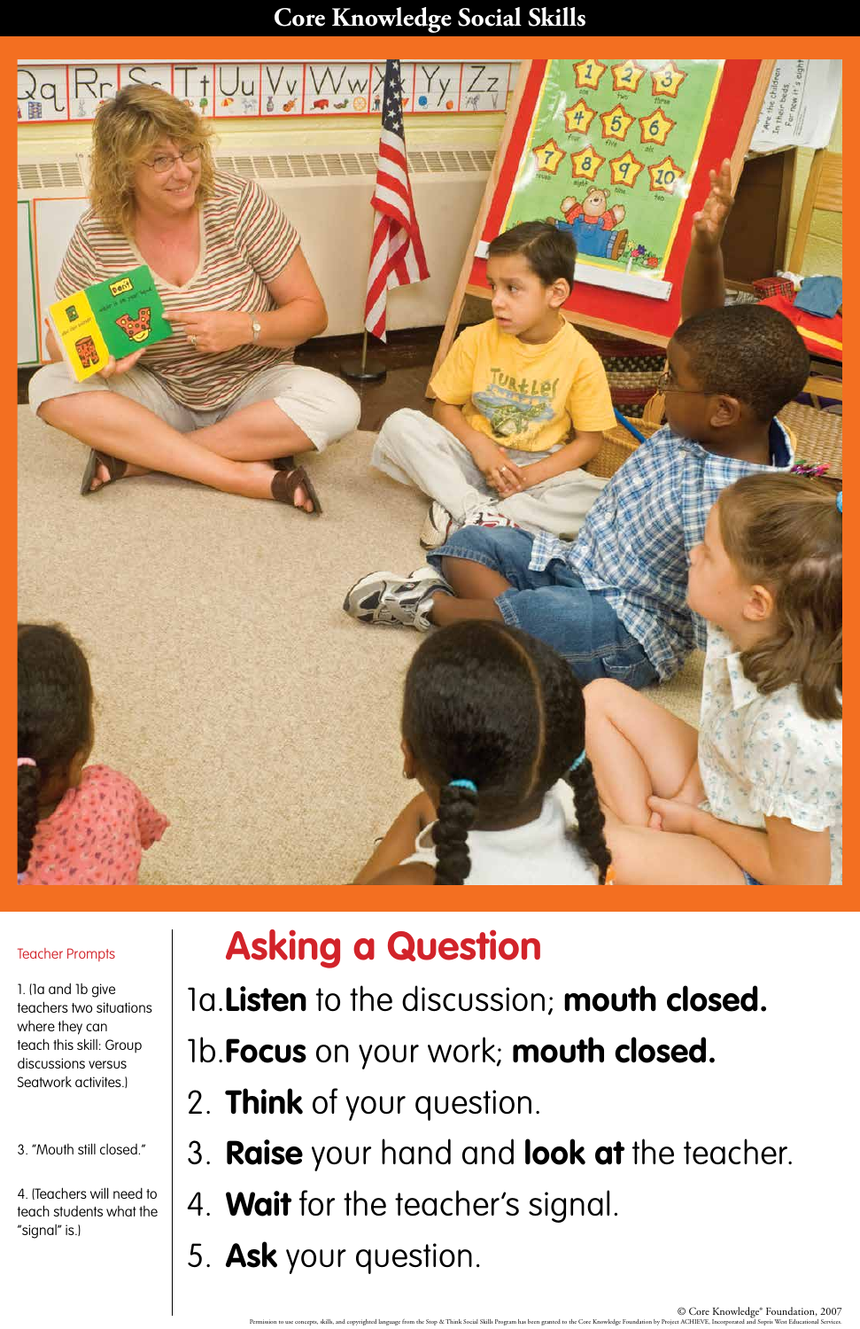# Core Knowledge Social Skills

## Asking a Question

1a. **Listen** to the discussion; **mouth closed.**

1b. **Focus** on your work; **mouth closed.**

2. **Think** of your question.

3. **Raise** your hand and **look at** the teacher.

4. **Wait** for the teacher's signal.

5. **Ask** your question.

### Teacher Prompts

1. (1a and 1b give teachers two situations where they can teach this skill: Group discussions versus Seatwork activites.)

3. "Mouth still closed."

4. (Teachers will need to teach students what the "signal" is.)

© Core Knowledge® Foundation, 2007

Permission to use concepts, skills, and copyrighted language from the Stop & Think Social Skills Program has been granted to the Core Knowledge Foundation by Project ACHIEVE, Incorporated and Sopris West Educational Services.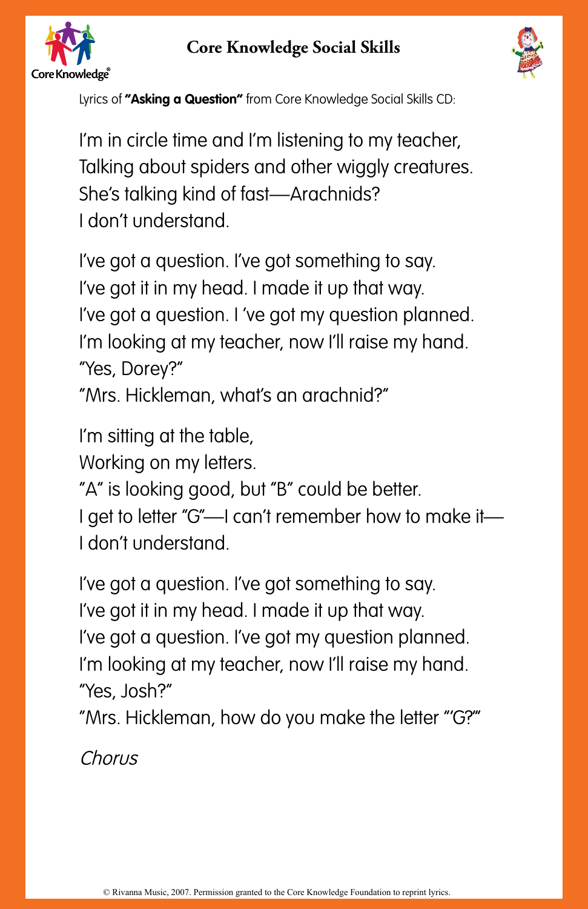# Core Knowledge Social Skills

Lyrics of **"Asking a Question"** from Core Knowledge Social Skills CD:

I'm in circle time and I'm listening to my teacher,
Talking about spiders and other wiggly creatures.
She's talking kind of fast—Arachnids?
I don't understand.

I've got a question. I've got something to say.
I've got it in my head. I made it up that way.
I've got a question. I 've got my question planned.
I'm looking at my teacher, now I'll raise my hand.
"Yes, Dorey?"
"Mrs. Hickleman, what's an arachnid?"

I'm sitting at the table,
Working on my letters.
"A" is looking good, but "B" could be better.
I get to letter "G"—I can't remember how to make it—
I don't understand.

I've got a question. I've got something to say.
I've got it in my head. I made it up that way.
I've got a question. I've got my question planned.
I'm looking at my teacher, now I'll raise my hand.
"Yes, Josh?"
"Mrs. Hickleman, how do you make the letter "'G?'"

*Chorus*

© Rivanna Music, 2007. Permission granted to the Core Knowledge Foundation to reprint lyrics.